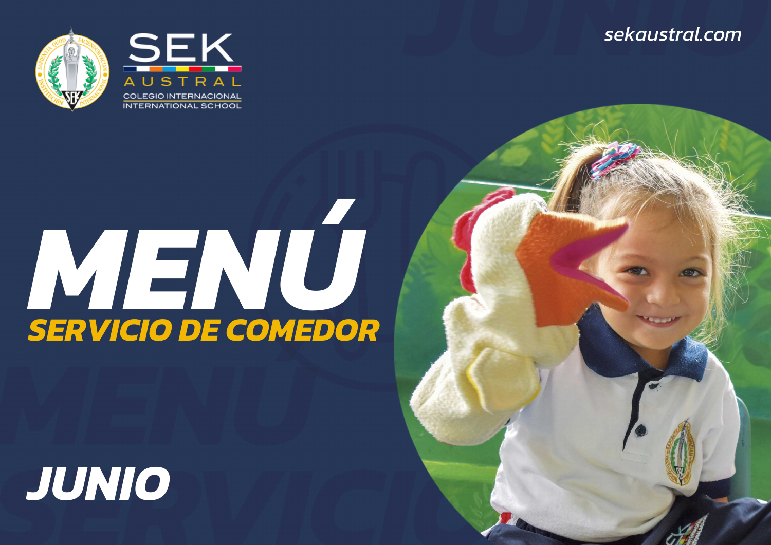SEK AUSTRAL
COLEGIO INTERNACIONAL
INTERNATIONAL SCHOOL

sekaustral.com

# MENÚ

## SERVICIO DE COMEDOR

## JUNIO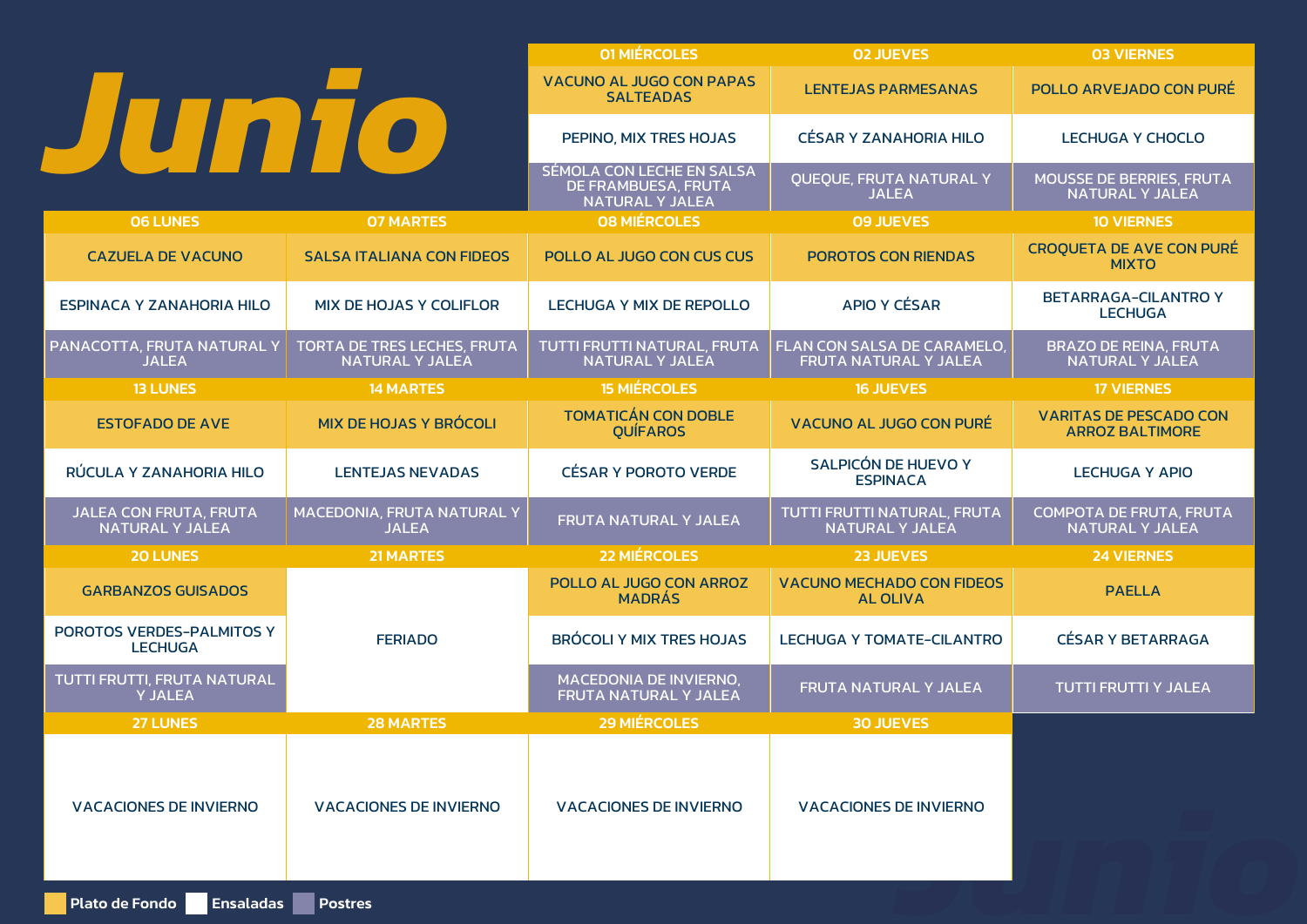# Junio

| | | | | |
|---|---|---|---|---|
| | | **01 MIÉRCOLES** | **02 JUEVES** | **03 VIERNES** |
| | | VACUNO AL JUGO CON PAPAS SALTEADAS | LENTEJAS PARMESANAS | POLLO ARVEJADO CON PURÉ |
| | | PEPINO, MIX TRES HOJAS | CÉSAR Y ZANAHORIA HILO | LECHUGA Y CHOCLO |
| | | SÉMOLA CON LECHE EN SALSA DE FRAMBUESA, FRUTA NATURAL Y JALEA | QUEQUE, FRUTA NATURAL Y JALEA | MOUSSE DE BERRIES, FRUTA NATURAL Y JALEA |
| **06 LUNES** | **07 MARTES** | **08 MIÉRCOLES** | **09 JUEVES** | **10 VIERNES** |
| CAZUELA DE VACUNO | SALSA ITALIANA CON FIDEOS | POLLO AL JUGO CON CUS CUS | POROTOS CON RIENDAS | CROQUETA DE AVE CON PURÉ MIXTO |
| ESPINACA Y ZANAHORIA HILO | MIX DE HOJAS Y COLIFLOR | LECHUGA Y MIX DE REPOLLO | APIO Y CÉSAR | BETARRAGA-CILANTRO Y LECHUGA |
| PANACOTTA, FRUTA NATURAL Y JALEA | TORTA DE TRES LECHES, FRUTA NATURAL Y JALEA | TUTTI FRUTTI NATURAL, FRUTA NATURAL Y JALEA | FLAN CON SALSA DE CARAMELO, FRUTA NATURAL Y JALEA | BRAZO DE REINA, FRUTA NATURAL Y JALEA |
| **13 LUNES** | **14 MARTES** | **15 MIÉRCOLES** | **16 JUEVES** | **17 VIERNES** |
| ESTOFADO DE AVE | MIX DE HOJAS Y BRÓCOLI | TOMATICÁN CON DOBLE QUÍFAROS | VACUNO AL JUGO CON PURÉ | VARITAS DE PESCADO CON ARROZ BALTIMORE |
| RÚCULA Y ZANAHORIA HILO | LENTEJAS NEVADAS | CÉSAR Y POROTO VERDE | SALPICÓN DE HUEVO Y ESPINACA | LECHUGA Y APIO |
| JALEA CON FRUTA, FRUTA NATURAL Y JALEA | MACEDONIA, FRUTA NATURAL Y JALEA | FRUTA NATURAL Y JALEA | TUTTI FRUTTI NATURAL, FRUTA NATURAL Y JALEA | COMPOTA DE FRUTA, FRUTA NATURAL Y JALEA |
| **20 LUNES** | **21 MARTES** | **22 MIÉRCOLES** | **23 JUEVES** | **24 VIERNES** |
| GARBANZOS GUISADOS | FERIADO | POLLO AL JUGO CON ARROZ MADRÁS | VACUNO MECHADO CON FIDEOS AL OLIVA | PAELLA |
| POROTOS VERDES-PALMITOS Y LECHUGA | | BRÓCOLI Y MIX TRES HOJAS | LECHUGA Y TOMATE-CILANTRO | CÉSAR Y BETARRAGA |
| TUTTI FRUTTI, FRUTA NATURAL Y JALEA | | MACEDONIA DE INVIERNO, FRUTA NATURAL Y JALEA | FRUTA NATURAL Y JALEA | TUTTI FRUTTI Y JALEA |
| **27 LUNES** | **28 MARTES** | **29 MIÉRCOLES** | **30 JUEVES** | |
| VACACIONES DE INVIERNO | VACACIONES DE INVIERNO | VACACIONES DE INVIERNO | VACACIONES DE INVIERNO | |

Plato de Fondo | Ensaladas | Postres